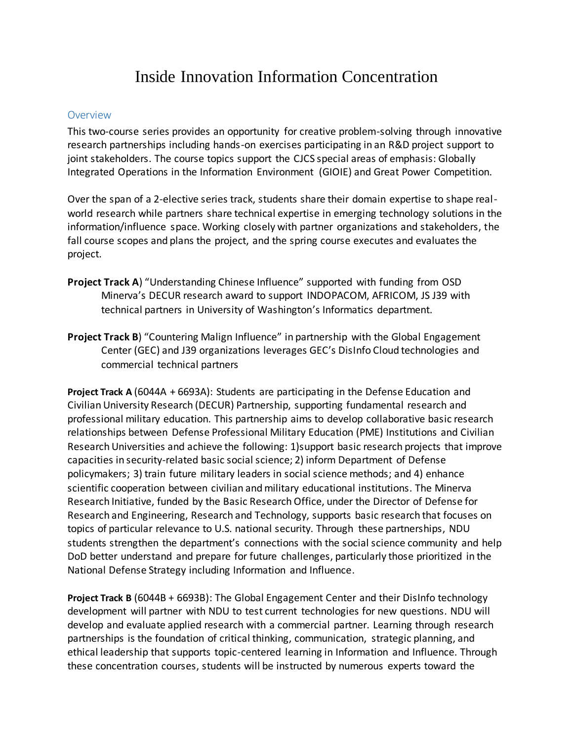# Inside Innovation Information Concentration

## Overview

This two-course series provides an opportunity for creative problem-solving through innovative research partnerships including hands-on exercises participating in an R&D project support to joint stakeholders. The course topics support the CJCS special areas of emphasis: Globally Integrated Operations in the Information Environment (GIOIE) and Great Power Competition.

Over the span of a 2-elective series track, students share their domain expertise to shape real-world research while partners share technical expertise in emerging technology solutions in the information/influence space. Working closely with partner organizations and stakeholders, the fall course scopes and plans the project, and the spring course executes and evaluates the project.

**Project Track A**) "Understanding Chinese Influence" supported with funding from OSD Minerva's DECUR research award to support INDOPACOM, AFRICOM, JS J39 with technical partners in University of Washington's Informatics department.

**Project Track B**) "Countering Malign Influence" in partnership with the Global Engagement Center (GEC) and J39 organizations leverages GEC's DisInfo Cloud technologies and commercial technical partners

**Project Track A** (6044A + 6693A): Students are participating in the Defense Education and Civilian University Research (DECUR) Partnership, supporting fundamental research and professional military education. This partnership aims to develop collaborative basic research relationships between Defense Professional Military Education (PME) Institutions and Civilian Research Universities and achieve the following: 1)support basic research projects that improve capacities in security-related basic social science; 2) inform Department of Defense policymakers; 3) train future military leaders in social science methods; and 4) enhance scientific cooperation between civilian and military educational institutions. The Minerva Research Initiative, funded by the Basic Research Office, under the Director of Defense for Research and Engineering, Research and Technology, supports basic research that focuses on topics of particular relevance to U.S. national security. Through these partnerships, NDU students strengthen the department's connections with the social science community and help DoD better understand and prepare for future challenges, particularly those prioritized in the National Defense Strategy including Information and Influence.

**Project Track B** (6044B + 6693B): The Global Engagement Center and their DisInfo technology development will partner with NDU to test current technologies for new questions. NDU will develop and evaluate applied research with a commercial partner. Learning through research partnerships is the foundation of critical thinking, communication, strategic planning, and ethical leadership that supports topic-centered learning in Information and Influence. Through these concentration courses, students will be instructed by numerous experts toward the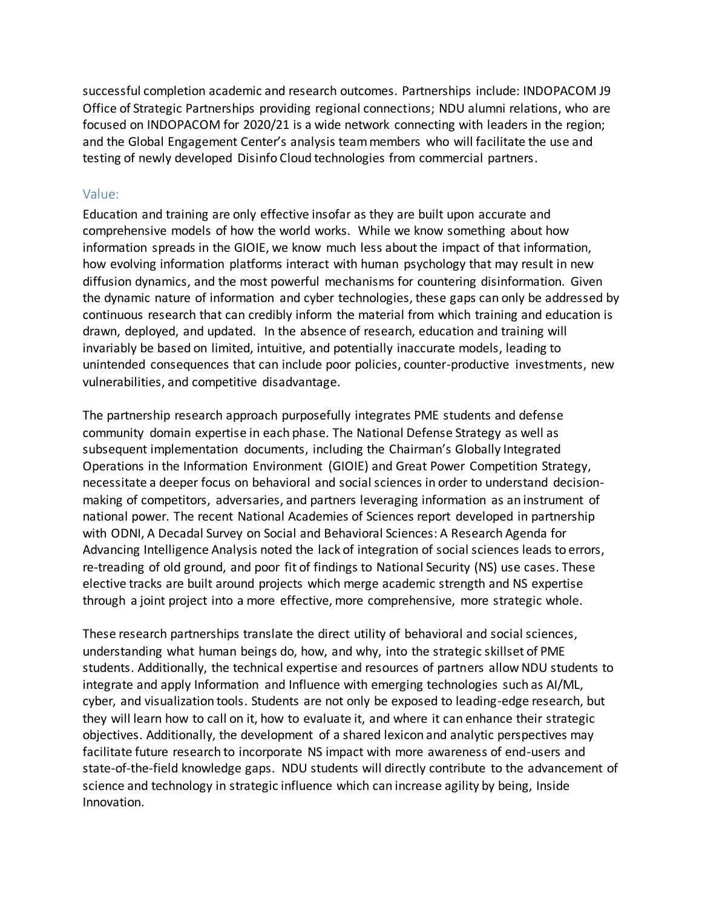successful completion academic and research outcomes. Partnerships include: INDOPACOM J9 Office of Strategic Partnerships providing regional connections; NDU alumni relations, who are focused on INDOPACOM for 2020/21 is a wide network connecting with leaders in the region; and the Global Engagement Center's analysis team members who will facilitate the use and testing of newly developed Disinfo Cloud technologies from commercial partners.

## Value:

Education and training are only effective insofar as they are built upon accurate and comprehensive models of how the world works. While we know something about how information spreads in the GIOIE, we know much less about the impact of that information, how evolving information platforms interact with human psychology that may result in new diffusion dynamics, and the most powerful mechanisms for countering disinformation. Given the dynamic nature of information and cyber technologies, these gaps can only be addressed by continuous research that can credibly inform the material from which training and education is drawn, deployed, and updated. In the absence of research, education and training will invariably be based on limited, intuitive, and potentially inaccurate models, leading to unintended consequences that can include poor policies, counter-productive investments, new vulnerabilities, and competitive disadvantage.

The partnership research approach purposefully integrates PME students and defense community domain expertise in each phase. The National Defense Strategy as well as subsequent implementation documents, including the Chairman's Globally Integrated Operations in the Information Environment (GIOIE) and Great Power Competition Strategy, necessitate a deeper focus on behavioral and social sciences in order to understand decision-making of competitors, adversaries, and partners leveraging information as an instrument of national power. The recent National Academies of Sciences report developed in partnership with ODNI, A Decadal Survey on Social and Behavioral Sciences: A Research Agenda for Advancing Intelligence Analysis noted the lack of integration of social sciences leads to errors, re-treading of old ground, and poor fit of findings to National Security (NS) use cases. These elective tracks are built around projects which merge academic strength and NS expertise through a joint project into a more effective, more comprehensive, more strategic whole.

These research partnerships translate the direct utility of behavioral and social sciences, understanding what human beings do, how, and why, into the strategic skillset of PME students. Additionally, the technical expertise and resources of partners allow NDU students to integrate and apply Information and Influence with emerging technologies such as AI/ML, cyber, and visualization tools. Students are not only be exposed to leading-edge research, but they will learn how to call on it, how to evaluate it, and where it can enhance their strategic objectives. Additionally, the development of a shared lexicon and analytic perspectives may facilitate future research to incorporate NS impact with more awareness of end-users and state-of-the-field knowledge gaps. NDU students will directly contribute to the advancement of science and technology in strategic influence which can increase agility by being, Inside Innovation.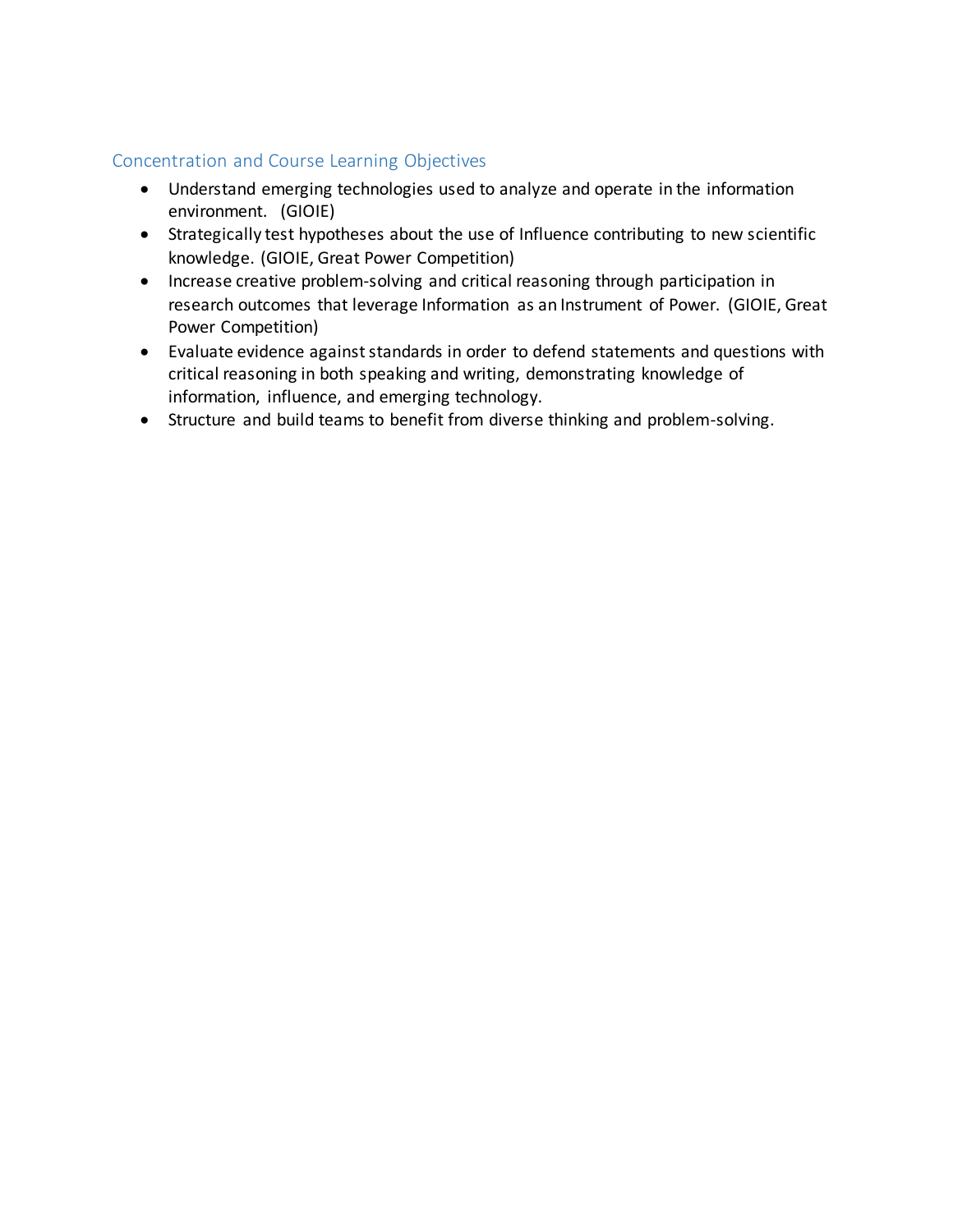## Concentration and Course Learning Objectives

- Understand emerging technologies used to analyze and operate in the information environment. (GIOIE)
- Strategically test hypotheses about the use of Influence contributing to new scientific knowledge. (GIOIE, Great Power Competition)
- Increase creative problem-solving and critical reasoning through participation in research outcomes that leverage Information as an Instrument of Power. (GIOIE, Great Power Competition)
- Evaluate evidence against standards in order to defend statements and questions with critical reasoning in both speaking and writing, demonstrating knowledge of information, influence, and emerging technology.
- Structure and build teams to benefit from diverse thinking and problem-solving.